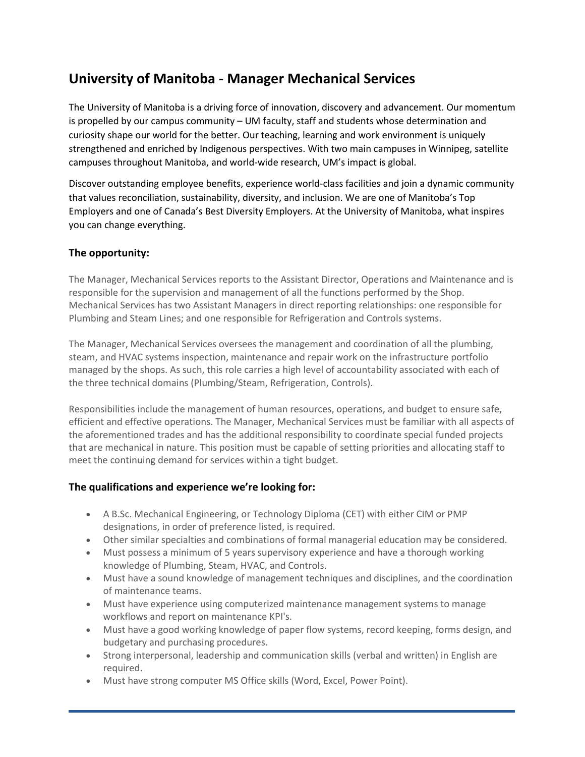# University of Manitoba - Manager Mechanical Services

The University of Manitoba is a driving force of innovation, discovery and advancement. Our momentum is propelled by our campus community – UM faculty, staff and students whose determination and curiosity shape our world for the better. Our teaching, learning and work environment is uniquely strengthened and enriched by Indigenous perspectives. With two main campuses in Winnipeg, satellite campuses throughout Manitoba, and world-wide research, UM's impact is global.

Discover outstanding employee benefits, experience world-class facilities and join a dynamic community that values reconciliation, sustainability, diversity, and inclusion. We are one of Manitoba's Top Employers and one of Canada's Best Diversity Employers. At the University of Manitoba, what inspires you can change everything.

### The opportunity:

The Manager, Mechanical Services reports to the Assistant Director, Operations and Maintenance and is responsible for the supervision and management of all the functions performed by the Shop. Mechanical Services has two Assistant Managers in direct reporting relationships: one responsible for Plumbing and Steam Lines; and one responsible for Refrigeration and Controls systems.

The Manager, Mechanical Services oversees the management and coordination of all the plumbing, steam, and HVAC systems inspection, maintenance and repair work on the infrastructure portfolio managed by the shops. As such, this role carries a high level of accountability associated with each of the three technical domains (Plumbing/Steam, Refrigeration, Controls).

Responsibilities include the management of human resources, operations, and budget to ensure safe, efficient and effective operations. The Manager, Mechanical Services must be familiar with all aspects of the aforementioned trades and has the additional responsibility to coordinate special funded projects that are mechanical in nature. This position must be capable of setting priorities and allocating staff to meet the continuing demand for services within a tight budget.

### The qualifications and experience we're looking for:

- A B.Sc. Mechanical Engineering, or Technology Diploma (CET) with either CIM or PMP designations, in order of preference listed, is required.
- Other similar specialties and combinations of formal managerial education may be considered.
- Must possess a minimum of 5 years supervisory experience and have a thorough working knowledge of Plumbing, Steam, HVAC, and Controls.
- Must have a sound knowledge of management techniques and disciplines, and the coordination of maintenance teams.
- Must have experience using computerized maintenance management systems to manage workflows and report on maintenance KPI's.
- Must have a good working knowledge of paper flow systems, record keeping, forms design, and budgetary and purchasing procedures.
- Strong interpersonal, leadership and communication skills (verbal and written) in English are required.
- Must have strong computer MS Office skills (Word, Excel, Power Point).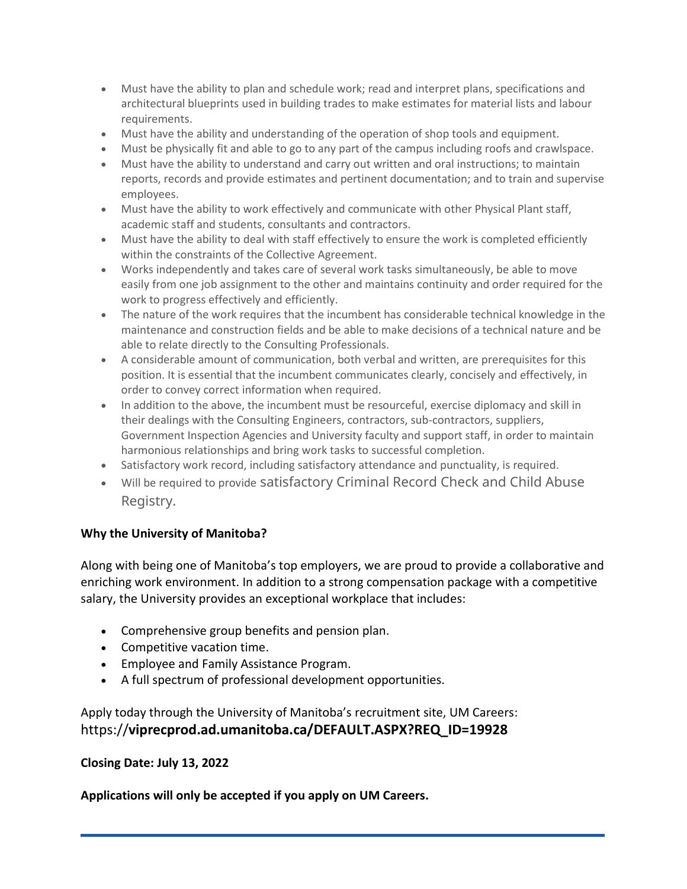- Must have the ability to plan and schedule work; read and interpret plans, specifications and architectural blueprints used in building trades to make estimates for material lists and labour requirements.
- Must have the ability and understanding of the operation of shop tools and equipment.
- Must be physically fit and able to go to any part of the campus including roofs and crawlspace.
- Must have the ability to understand and carry out written and oral instructions; to maintain reports, records and provide estimates and pertinent documentation; and to train and supervise employees.
- Must have the ability to work effectively and communicate with other Physical Plant staff, academic staff and students, consultants and contractors.
- Must have the ability to deal with staff effectively to ensure the work is completed efficiently within the constraints of the Collective Agreement.
- Works independently and takes care of several work tasks simultaneously, be able to move easily from one job assignment to the other and maintains continuity and order required for the work to progress effectively and efficiently.
- The nature of the work requires that the incumbent has considerable technical knowledge in the maintenance and construction fields and be able to make decisions of a technical nature and be able to relate directly to the Consulting Professionals.
- A considerable amount of communication, both verbal and written, are prerequisites for this position. It is essential that the incumbent communicates clearly, concisely and effectively, in order to convey correct information when required.
- In addition to the above, the incumbent must be resourceful, exercise diplomacy and skill in their dealings with the Consulting Engineers, contractors, sub-contractors, suppliers, Government Inspection Agencies and University faculty and support staff, in order to maintain harmonious relationships and bring work tasks to successful completion.
- Satisfactory work record, including satisfactory attendance and punctuality, is required.
- Will be required to provide satisfactory Criminal Record Check and Child Abuse Registry.

**Why the University of Manitoba?**

Along with being one of Manitoba's top employers, we are proud to provide a collaborative and enriching work environment. In addition to a strong compensation package with a competitive salary, the University provides an exceptional workplace that includes:

- Comprehensive group benefits and pension plan.
- Competitive vacation time.
- Employee and Family Assistance Program.
- A full spectrum of professional development opportunities.

Apply today through the University of Manitoba's recruitment site, UM Careers: https://**viprecprod.ad.umanitoba.ca/DEFAULT.ASPX?REQ_ID=19928**

**Closing Date: July 13, 2022**

**Applications will only be accepted if you apply on UM Careers.**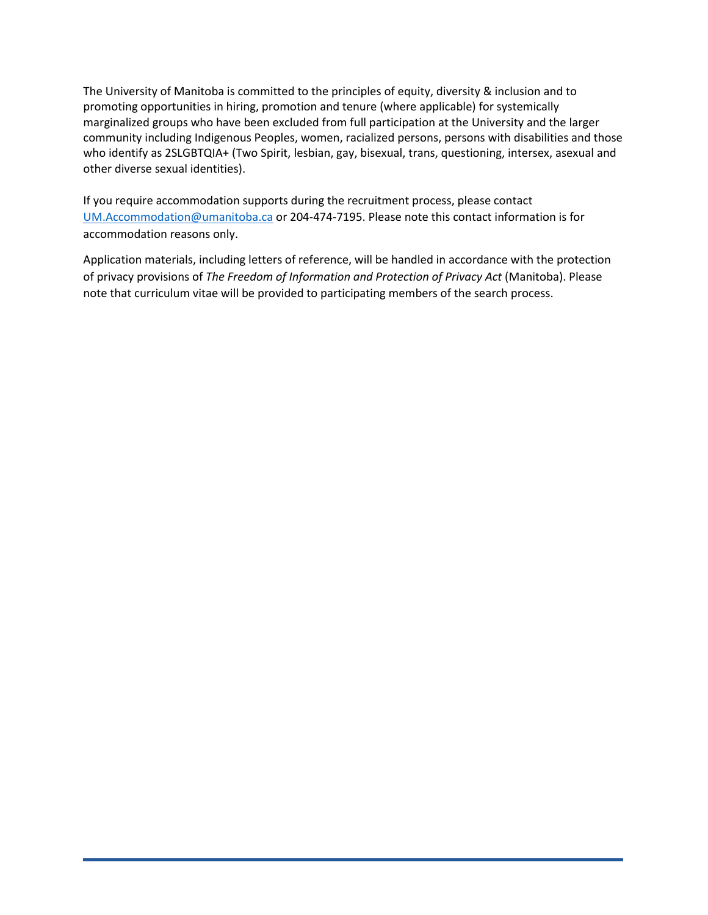The University of Manitoba is committed to the principles of equity, diversity & inclusion and to promoting opportunities in hiring, promotion and tenure (where applicable) for systemically marginalized groups who have been excluded from full participation at the University and the larger community including Indigenous Peoples, women, racialized persons, persons with disabilities and those who identify as 2SLGBTQIA+ (Two Spirit, lesbian, gay, bisexual, trans, questioning, intersex, asexual and other diverse sexual identities).

If you require accommodation supports during the recruitment process, please contact UM.Accommodation@umanitoba.ca or 204-474-7195. Please note this contact information is for accommodation reasons only.

Application materials, including letters of reference, will be handled in accordance with the protection of privacy provisions of *The Freedom of Information and Protection of Privacy Act* (Manitoba). Please note that curriculum vitae will be provided to participating members of the search process.